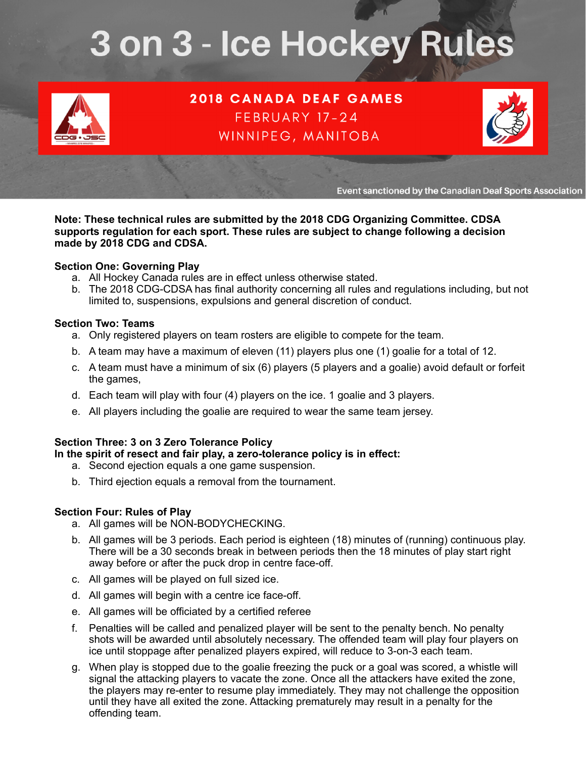# 3 on 3 - Ice Hockey Rules

**2018 CANADA DEAF GAMES**
FEBRUARY 17-24
WINNIPEG, MANITOBA

Event sanctioned by the Canadian Deaf Sports Association

**Note: These technical rules are submitted by the 2018 CDG Organizing Committee. CDSA supports regulation for each sport. These rules are subject to change following a decision made by 2018 CDG and CDSA.**

**Section One: Governing Play**

a. All Hockey Canada rules are in effect unless otherwise stated.
b. The 2018 CDG-CDSA has final authority concerning all rules and regulations including, but not limited to, suspensions, expulsions and general discretion of conduct.

**Section Two: Teams**

a. Only registered players on team rosters are eligible to compete for the team.
b. A team may have a maximum of eleven (11) players plus one (1) goalie for a total of 12.
c. A team must have a minimum of six (6) players (5 players and a goalie) avoid default or forfeit the games,
d. Each team will play with four (4) players on the ice. 1 goalie and 3 players.
e. All players including the goalie are required to wear the same team jersey.

**Section Three: 3 on 3 Zero Tolerance Policy**
**In the spirit of resect and fair play, a zero-tolerance policy is in effect:**

a. Second ejection equals a one game suspension.
b. Third ejection equals a removal from the tournament.

**Section Four: Rules of Play**

a. All games will be NON-BODYCHECKING.
b. All games will be 3 periods. Each period is eighteen (18) minutes of (running) continuous play. There will be a 30 seconds break in between periods then the 18 minutes of play start right away before or after the puck drop in centre face-off.
c. All games will be played on full sized ice.
d. All games will begin with a centre ice face-off.
e. All games will be officiated by a certified referee
f. Penalties will be called and penalized player will be sent to the penalty bench. No penalty shots will be awarded until absolutely necessary. The offended team will play four players on ice until stoppage after penalized players expired, will reduce to 3-on-3 each team.
g. When play is stopped due to the goalie freezing the puck or a goal was scored, a whistle will signal the attacking players to vacate the zone. Once all the attackers have exited the zone, the players may re-enter to resume play immediately. They may not challenge the opposition until they have all exited the zone. Attacking prematurely may result in a penalty for the offending team.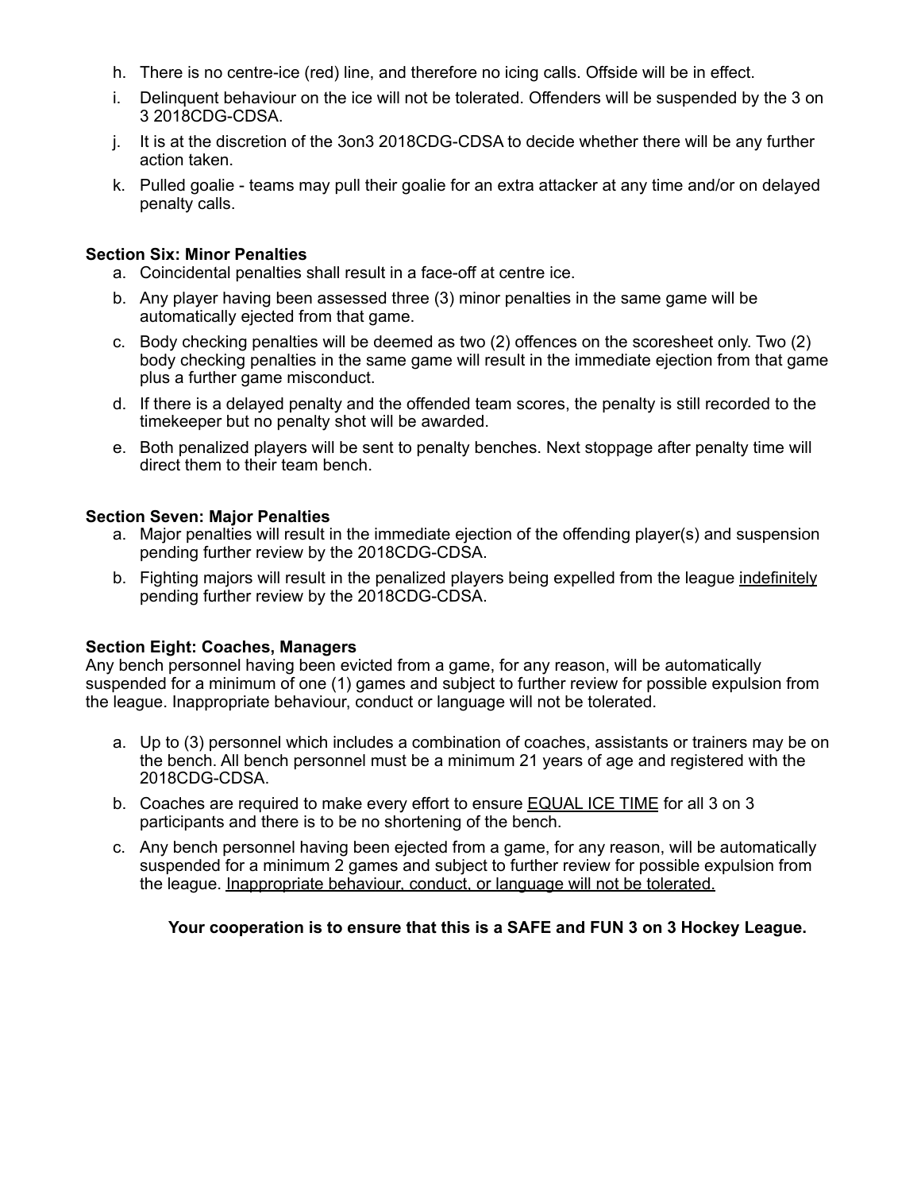h. There is no centre-ice (red) line, and therefore no icing calls. Offside will be in effect.

i. Delinquent behaviour on the ice will not be tolerated. Offenders will be suspended by the 3 on 3 2018CDG-CDSA.

j. It is at the discretion of the 3on3 2018CDG-CDSA to decide whether there will be any further action taken.

k. Pulled goalie - teams may pull their goalie for an extra attacker at any time and/or on delayed penalty calls.

**Section Six: Minor Penalties**

a. Coincidental penalties shall result in a face-off at centre ice.

b. Any player having been assessed three (3) minor penalties in the same game will be automatically ejected from that game.

c. Body checking penalties will be deemed as two (2) offences on the scoresheet only. Two (2) body checking penalties in the same game will result in the immediate ejection from that game plus a further game misconduct.

d. If there is a delayed penalty and the offended team scores, the penalty is still recorded to the timekeeper but no penalty shot will be awarded.

e. Both penalized players will be sent to penalty benches. Next stoppage after penalty time will direct them to their team bench.

**Section Seven: Major Penalties**

a. Major penalties will result in the immediate ejection of the offending player(s) and suspension pending further review by the 2018CDG-CDSA.

b. Fighting majors will result in the penalized players being expelled from the league <u>indefinitely</u> pending further review by the 2018CDG-CDSA.

**Section Eight: Coaches, Managers**

Any bench personnel having been evicted from a game, for any reason, will be automatically suspended for a minimum of one (1) games and subject to further review for possible expulsion from the league. Inappropriate behaviour, conduct or language will not be tolerated.

a. Up to (3) personnel which includes a combination of coaches, assistants or trainers may be on the bench. All bench personnel must be a minimum 21 years of age and registered with the 2018CDG-CDSA.

b. Coaches are required to make every effort to ensure <u>EQUAL ICE TIME</u> for all 3 on 3 participants and there is to be no shortening of the bench.

c. Any bench personnel having been ejected from a game, for any reason, will be automatically suspended for a minimum 2 games and subject to further review for possible expulsion from the league. <u>Inappropriate behaviour, conduct, or language will not be tolerated.</u>

**Your cooperation is to ensure that this is a SAFE and FUN 3 on 3 Hockey League.**